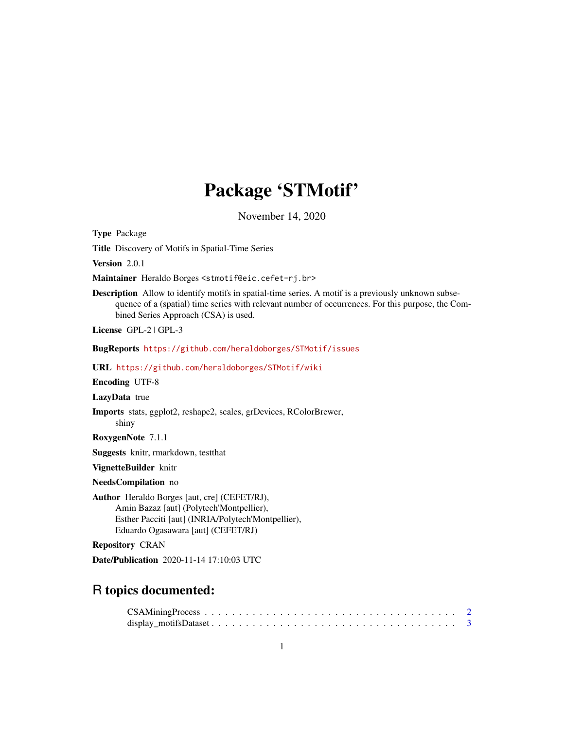# Package 'STMotif'

November 14, 2020

**Type** Package

**Title** Discovery of Motifs in Spatial-Time Series

**Version** 2.0.1

**Maintainer** Heraldo Borges <stmotif@eic.cefet-rj.br>

**Description** Allow to identify motifs in spatial-time series. A motif is a previously unknown subsequence of a (spatial) time series with relevant number of occurrences. For this purpose, the Combined Series Approach (CSA) is used.

**License** GPL-2 | GPL-3

**BugReports** https://github.com/heraldoborges/STMotif/issues

**URL** https://github.com/heraldoborges/STMotif/wiki

**Encoding** UTF-8

**LazyData** true

**Imports** stats, ggplot2, reshape2, scales, grDevices, RColorBrewer, shiny

**RoxygenNote** 7.1.1

**Suggests** knitr, rmarkdown, testthat

**VignetteBuilder** knitr

**NeedsCompilation** no

**Author** Heraldo Borges [aut, cre] (CEFET/RJ),
Amin Bazaz [aut] (Polytech'Montpellier),
Esther Pacciti [aut] (INRIA/Polytech'Montpellier),
Eduardo Ogasawara [aut] (CEFET/RJ)

**Repository** CRAN

**Date/Publication** 2020-11-14 17:10:03 UTC

## R topics documented:

CSAMiningProcess . . . . . . . . . . . . . . . . . . . . . . . . . . . . . . . . . . . . . 2
display_motifsDataset . . . . . . . . . . . . . . . . . . . . . . . . . . . . . . . . . . . 3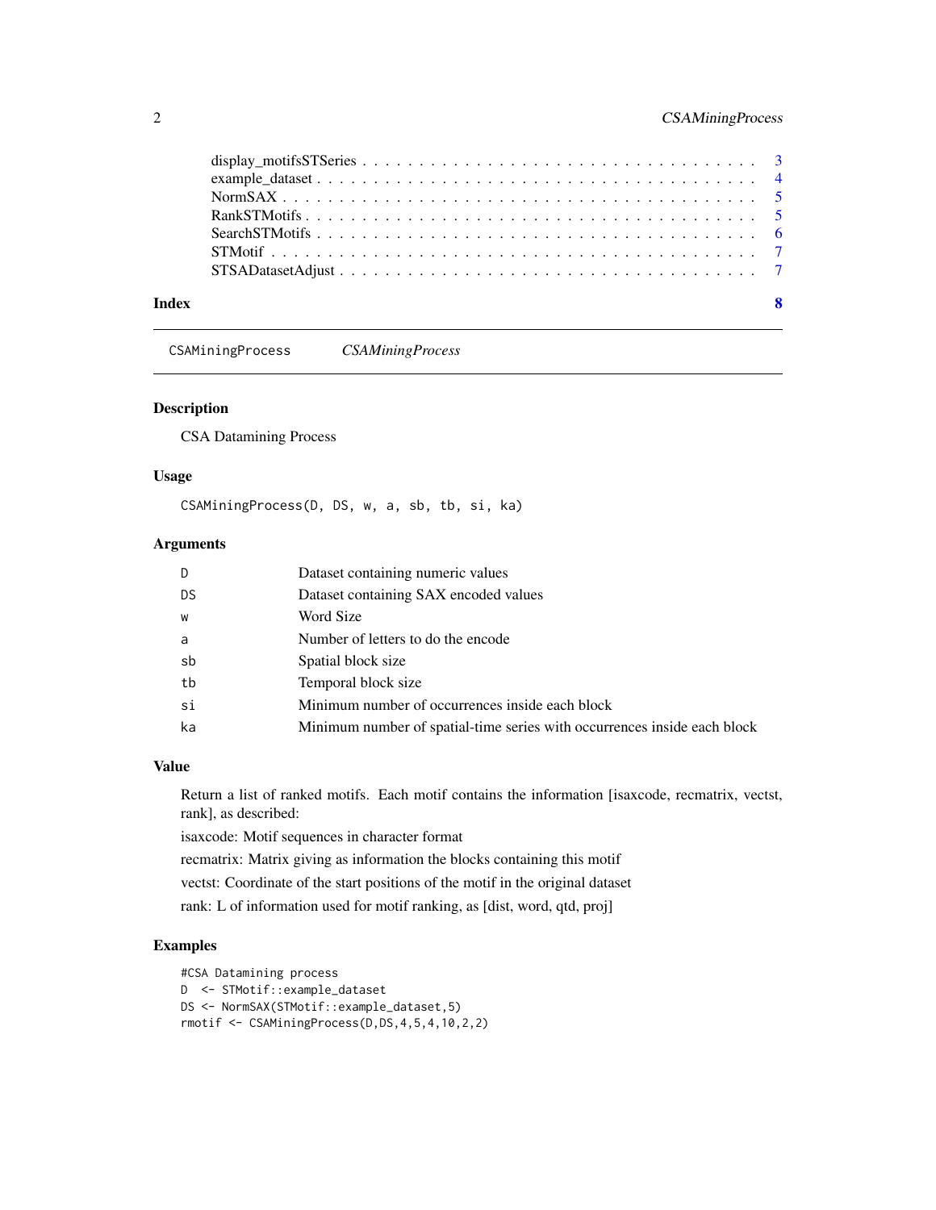display_motifsSTSeries . . . . . . . . . . . . . . . . . . . . . . . . . . . . . . . . . . 3
example_dataset . . . . . . . . . . . . . . . . . . . . . . . . . . . . . . . . . . . . . 4
NormSAX . . . . . . . . . . . . . . . . . . . . . . . . . . . . . . . . . . . . . . . . 5
RankSTMotifs . . . . . . . . . . . . . . . . . . . . . . . . . . . . . . . . . . . . . . 5
SearchSTMotifs . . . . . . . . . . . . . . . . . . . . . . . . . . . . . . . . . . . . . 6
STMotif . . . . . . . . . . . . . . . . . . . . . . . . . . . . . . . . . . . . . . . . . 7
STSADatasetAdjust . . . . . . . . . . . . . . . . . . . . . . . . . . . . . . . . . . . 7

**Index** **8**

---

`CSAMiningProcess` *CSAMiningProcess*

---

### Description

CSA Datamining Process

### Usage

```
CSAMiningProcess(D, DS, w, a, sb, tb, si, ka)
```

### Arguments

| | |
|---|---|
| `D` | Dataset containing numeric values |
| `DS` | Dataset containing SAX encoded values |
| `w` | Word Size |
| `a` | Number of letters to do the encode |
| `sb` | Spatial block size |
| `tb` | Temporal block size |
| `si` | Minimum number of occurrences inside each block |
| `ka` | Minimum number of spatial-time series with occurrences inside each block |

### Value

Return a list of ranked motifs. Each motif contains the information [isaxcode, recmatrix, vectst, rank], as described:

isaxcode: Motif sequences in character format

recmatrix: Matrix giving as information the blocks containing this motif

vectst: Coordinate of the start positions of the motif in the original dataset

rank: L of information used for motif ranking, as [dist, word, qtd, proj]

### Examples

```
#CSA Datamining process
D  <- STMotif::example_dataset
DS <- NormSAX(STMotif::example_dataset,5)
rmotif <- CSAMiningProcess(D,DS,4,5,4,10,2,2)
```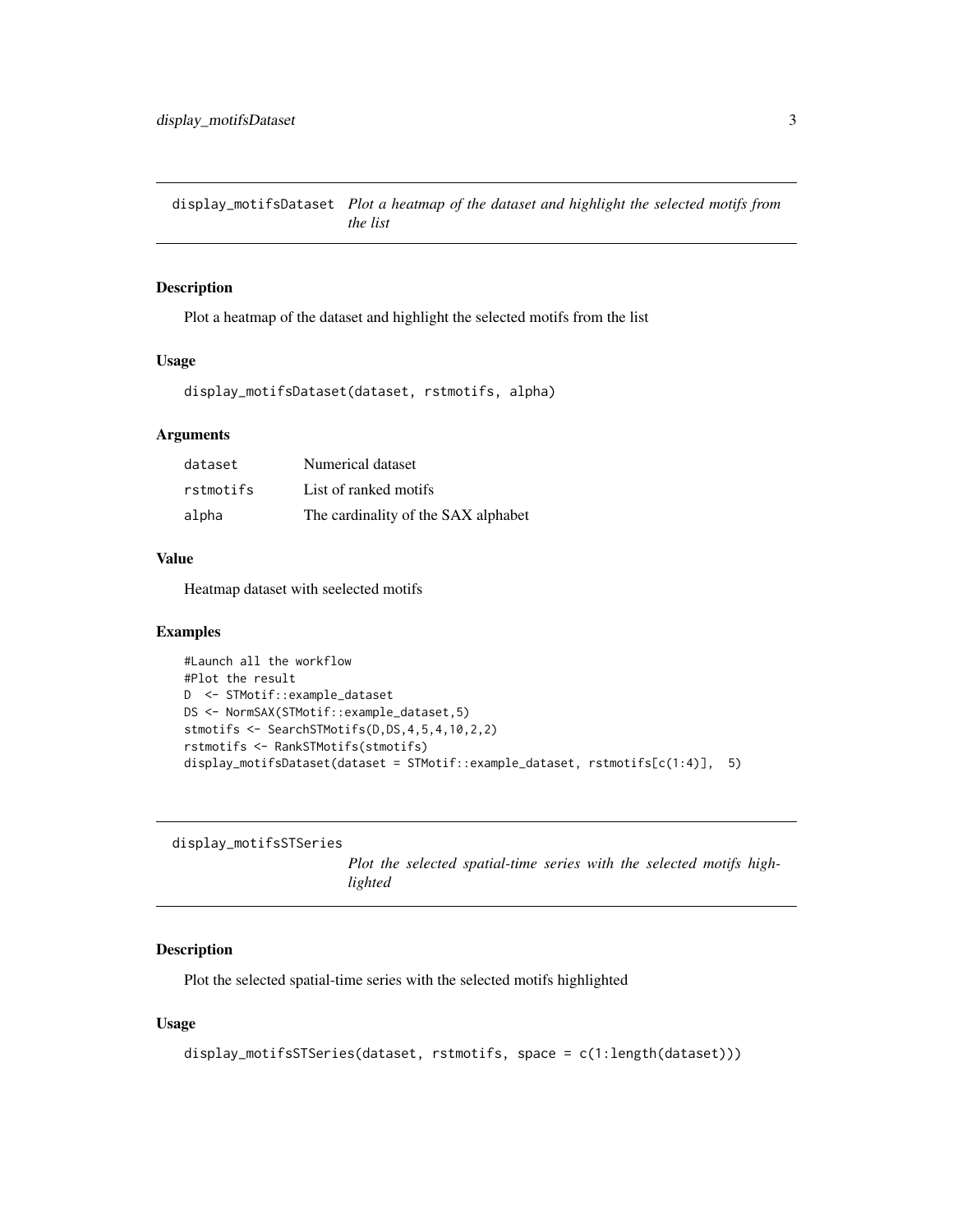## display_motifsDataset

*Plot a heatmap of the dataset and highlight the selected motifs from the list*

### Description

Plot a heatmap of the dataset and highlight the selected motifs from the list

### Usage

```
display_motifsDataset(dataset, rstmotifs, alpha)
```

### Arguments

| | |
|---|---|
| dataset | Numerical dataset |
| rstmotifs | List of ranked motifs |
| alpha | The cardinality of the SAX alphabet |

### Value

Heatmap dataset with seelected motifs

### Examples

```
#Launch all the workflow
#Plot the result
D  <- STMotif::example_dataset
DS <- NormSAX(STMotif::example_dataset,5)
stmotifs <- SearchSTMotifs(D,DS,4,5,4,10,2,2)
rstmotifs <- RankSTMotifs(stmotifs)
display_motifsDataset(dataset = STMotif::example_dataset, rstmotifs[c(1:4)],  5)
```

## display_motifsSTSeries

*Plot the selected spatial-time series with the selected motifs highlighted*

### Description

Plot the selected spatial-time series with the selected motifs highlighted

### Usage

```
display_motifsSTSeries(dataset, rstmotifs, space = c(1:length(dataset)))
```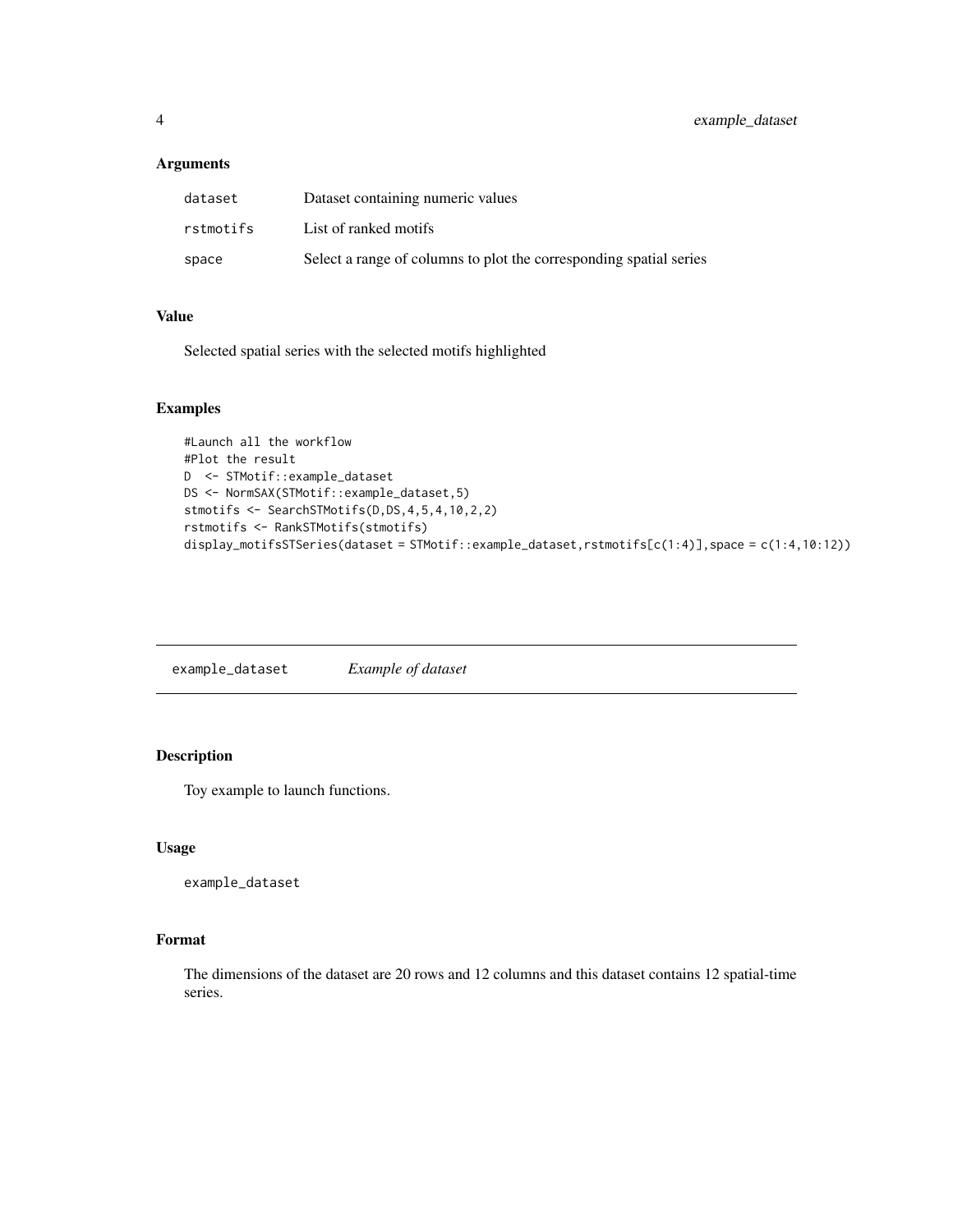### Arguments

| | |
|---|---|
| `dataset` | Dataset containing numeric values |
| `rstmotifs` | List of ranked motifs |
| `space` | Select a range of columns to plot the corresponding spatial series |

### Value

Selected spatial series with the selected motifs highlighted

### Examples

```
#Launch all the workflow
#Plot the result
D  <- STMotif::example_dataset
DS <- NormSAX(STMotif::example_dataset,5)
stmotifs <- SearchSTMotifs(D,DS,4,5,4,10,2,2)
rstmotifs <- RankSTMotifs(stmotifs)
display_motifsSTSeries(dataset = STMotif::example_dataset,rstmotifs[c(1:4)],space = c(1:4,10:12))
```

---

## `example_dataset` *Example of dataset*

---

### Description

Toy example to launch functions.

### Usage

```
example_dataset
```

### Format

The dimensions of the dataset are 20 rows and 12 columns and this dataset contains 12 spatial-time series.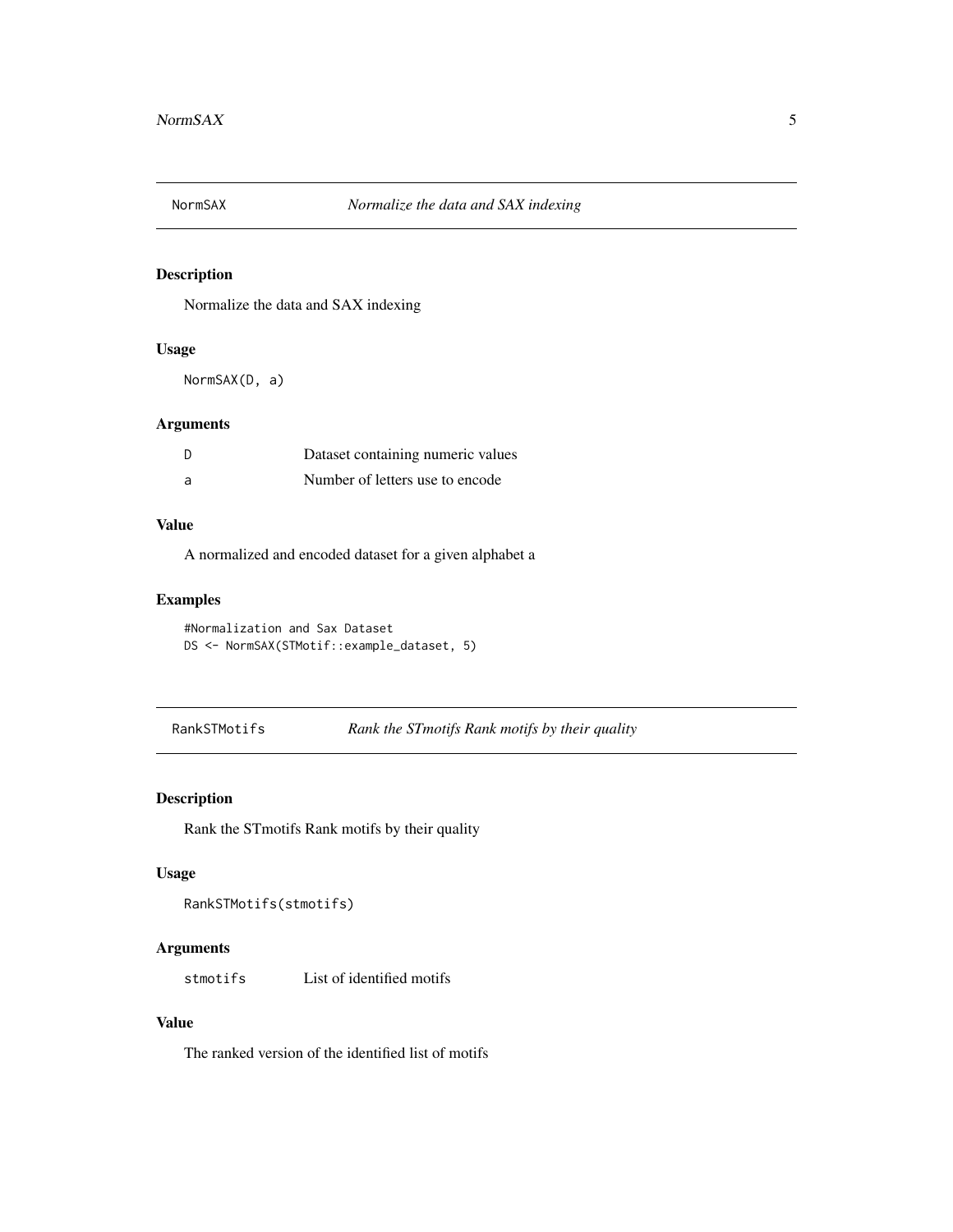## NormSAX — *Normalize the data and SAX indexing*

### Description

Normalize the data and SAX indexing

### Usage

```
NormSAX(D, a)
```

### Arguments

| | |
|---|---|
| `D` | Dataset containing numeric values |
| `a` | Number of letters use to encode |

### Value

A normalized and encoded dataset for a given alphabet a

### Examples

```
#Normalization and Sax Dataset
DS <- NormSAX(STMotif::example_dataset, 5)
```

## RankSTMotifs — *Rank the STmotifs Rank motifs by their quality*

### Description

Rank the STmotifs Rank motifs by their quality

### Usage

```
RankSTMotifs(stmotifs)
```

### Arguments

| | |
|---|---|
| `stmotifs` | List of identified motifs |

### Value

The ranked version of the identified list of motifs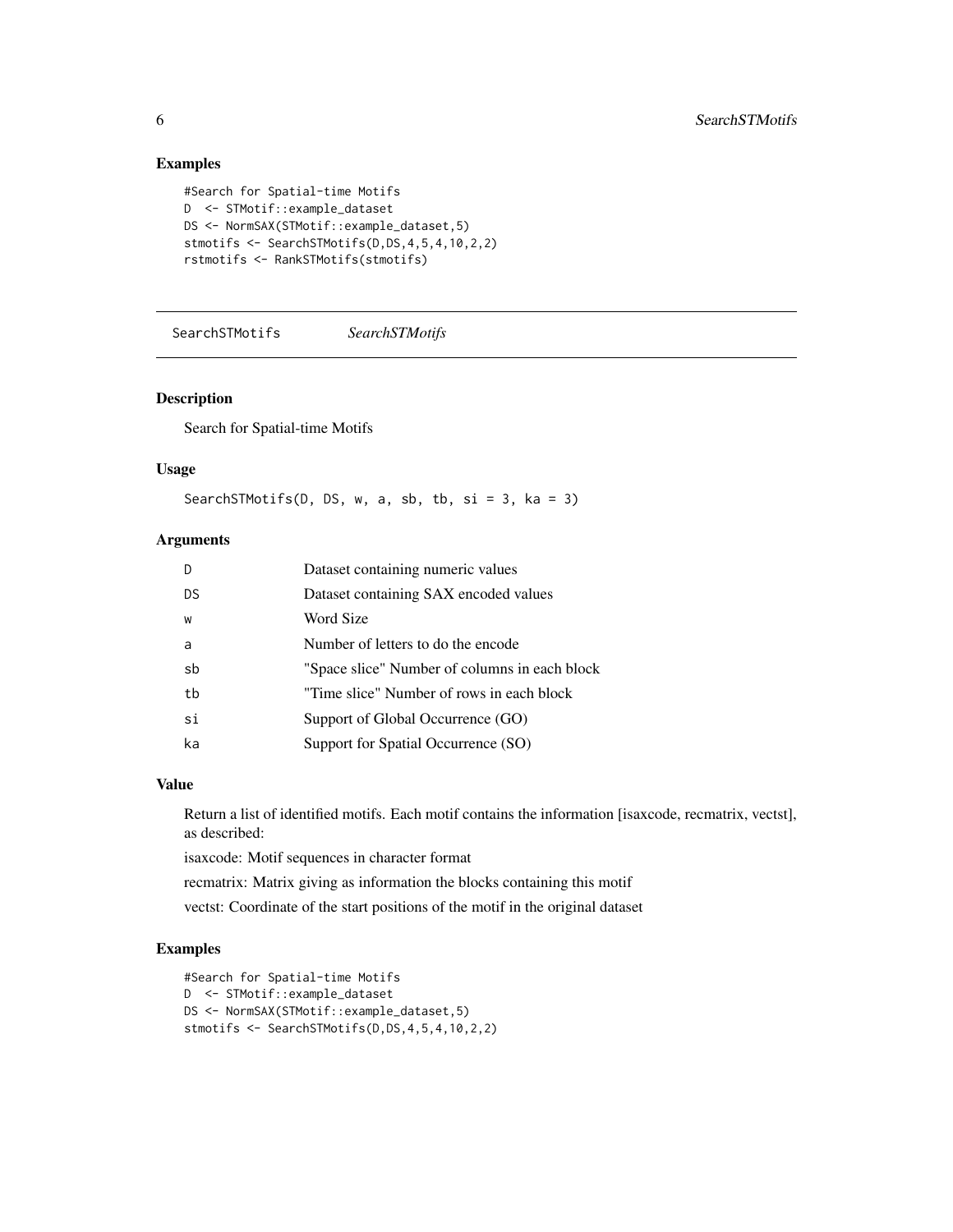## Examples

```
#Search for Spatial-time Motifs
D  <- STMotif::example_dataset
DS <- NormSAX(STMotif::example_dataset,5)
stmotifs <- SearchSTMotifs(D,DS,4,5,4,10,2,2)
rstmotifs <- RankSTMotifs(stmotifs)
```

---

# SearchSTMotifs *SearchSTMotifs*

---

## Description

Search for Spatial-time Motifs

## Usage

```
SearchSTMotifs(D, DS, w, a, sb, tb, si = 3, ka = 3)
```

## Arguments

| | |
|---|---|
| D | Dataset containing numeric values |
| DS | Dataset containing SAX encoded values |
| w | Word Size |
| a | Number of letters to do the encode |
| sb | "Space slice" Number of columns in each block |
| tb | "Time slice" Number of rows in each block |
| si | Support of Global Occurrence (GO) |
| ka | Support for Spatial Occurrence (SO) |

## Value

Return a list of identified motifs. Each motif contains the information [isaxcode, recmatrix, vectst], as described:

isaxcode: Motif sequences in character format

recmatrix: Matrix giving as information the blocks containing this motif

vectst: Coordinate of the start positions of the motif in the original dataset

## Examples

```
#Search for Spatial-time Motifs
D  <- STMotif::example_dataset
DS <- NormSAX(STMotif::example_dataset,5)
stmotifs <- SearchSTMotifs(D,DS,4,5,4,10,2,2)
```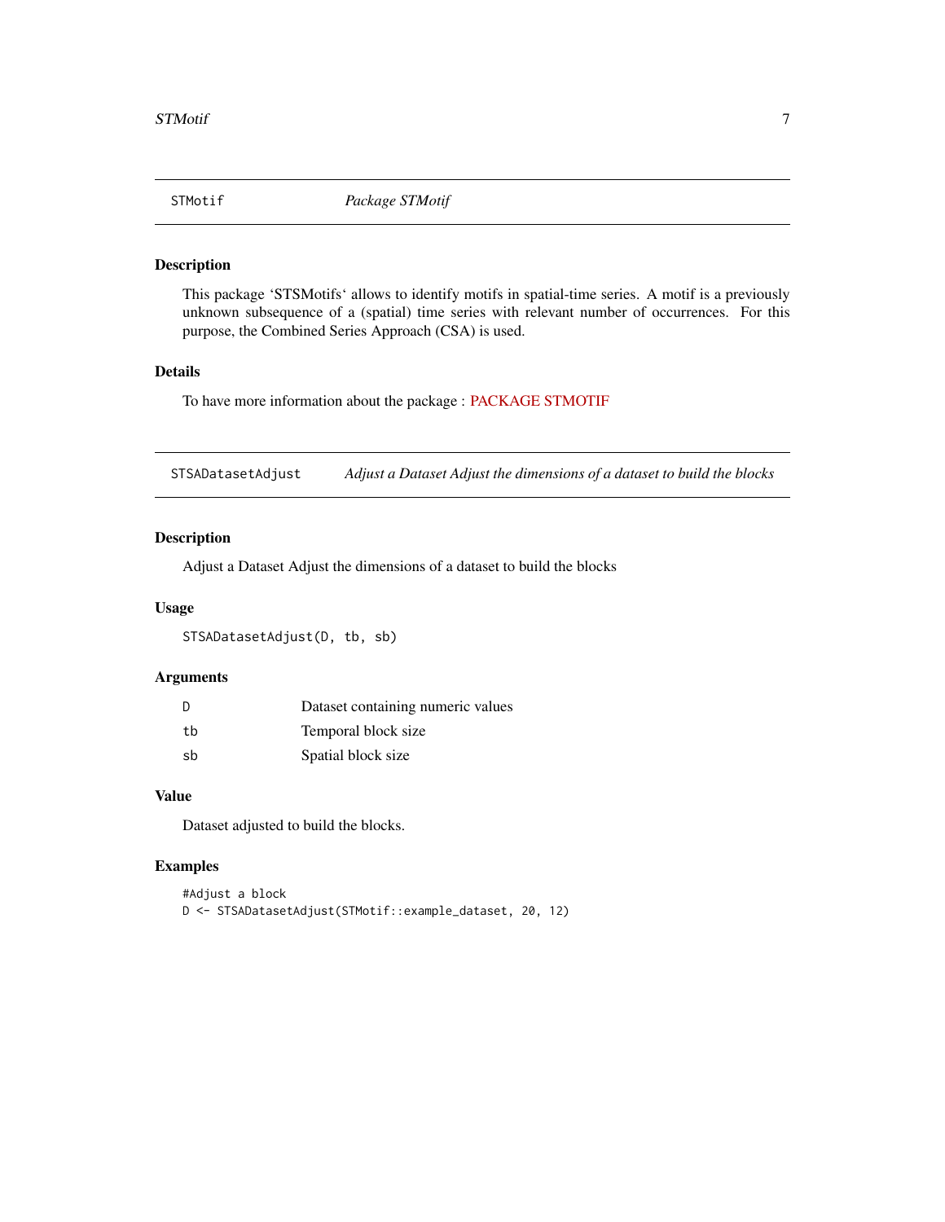## STMotif — *Package STMotif*

### Description

This package 'STSMotifs' allows to identify motifs in spatial-time series. A motif is a previously unknown subsequence of a (spatial) time series with relevant number of occurrences. For this purpose, the Combined Series Approach (CSA) is used.

### Details

To have more information about the package : PACKAGE STMOTIF

## STSADatasetAdjust — *Adjust a Dataset Adjust the dimensions of a dataset to build the blocks*

### Description

Adjust a Dataset Adjust the dimensions of a dataset to build the blocks

### Usage

```
STSADatasetAdjust(D, tb, sb)
```

### Arguments

| | |
|---|---|
| D | Dataset containing numeric values |
| tb | Temporal block size |
| sb | Spatial block size |

### Value

Dataset adjusted to build the blocks.

### Examples

```
#Adjust a block
D <- STSADatasetAdjust(STMotif::example_dataset, 20, 12)
```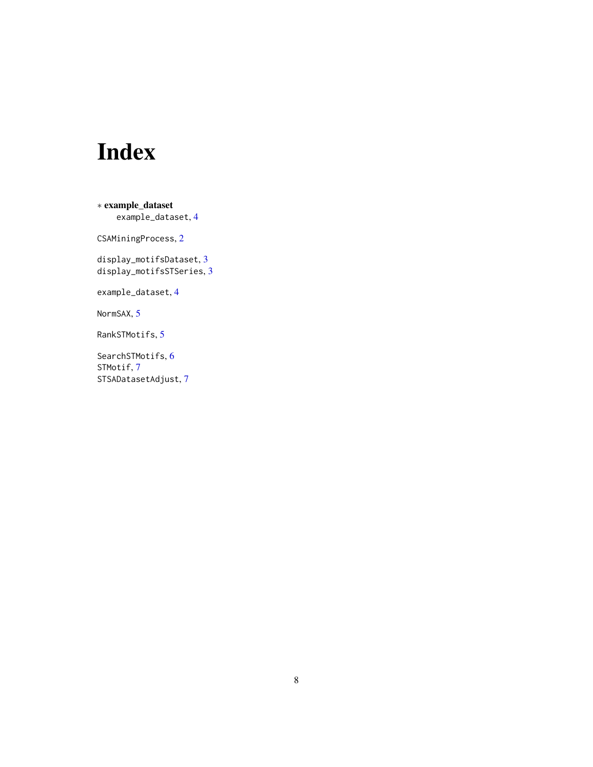# Index

∗ **example_dataset**
    example_dataset, 4

CSAMiningProcess, 2

display_motifsDataset, 3
display_motifsSTSeries, 3

example_dataset, 4

NormSAX, 5

RankSTMotifs, 5

SearchSTMotifs, 6
STMotif, 7
STSADatasetAdjust, 7